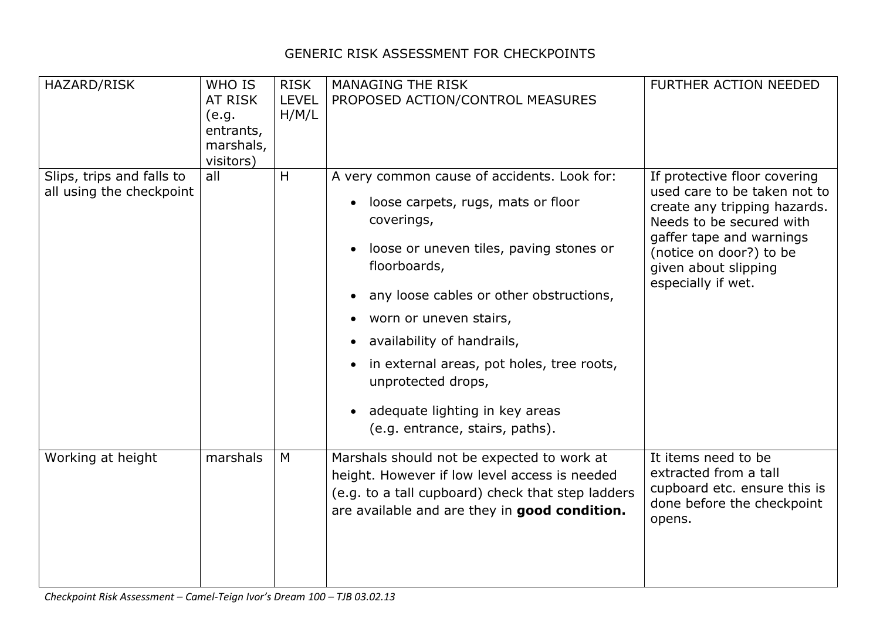# GENERIC RISK ASSESSMENT FOR CHECKPOINTS

| HAZARD/RISK | WHO IS AT RISK (e.g. entrants, marshals, visitors) | RISK LEVEL H/M/L | MANAGING THE RISK PROPOSED ACTION/CONTROL MEASURES | FURTHER ACTION NEEDED |
|---|---|---|---|---|
| Slips, trips and falls to all using the checkpoint | all | H | A very common cause of accidents. Look for:<br>• loose carpets, rugs, mats or floor coverings,<br>• loose or uneven tiles, paving stones or floorboards,<br>• any loose cables or other obstructions,<br>• worn or uneven stairs,<br>• availability of handrails,<br>• in external areas, pot holes, tree roots, unprotected drops,<br>• adequate lighting in key areas (e.g. entrance, stairs, paths). | If protective floor covering used care to be taken not to create any tripping hazards. Needs to be secured with gaffer tape and warnings (notice on door?) to be given about slipping especially if wet. |
| Working at height | marshals | M | Marshals should not be expected to work at height. However if low level access is needed (e.g. to a tall cupboard) check that step ladders are available and are they in **good condition.** | It items need to be extracted from a tall cupboard etc. ensure this is done before the checkpoint opens. |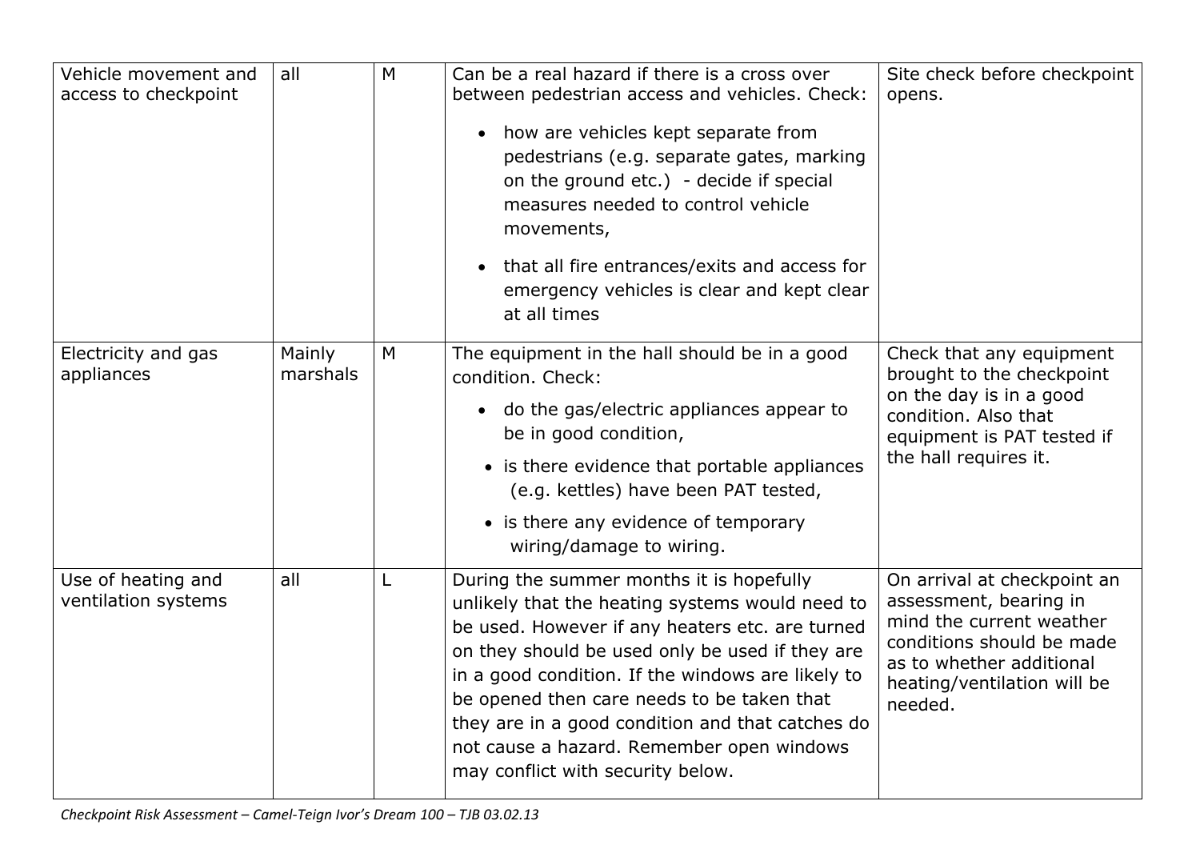| Vehicle movement and access to checkpoint | all | M | Can be a real hazard if there is a cross over between pedestrian access and vehicles. Check:<br>• how are vehicles kept separate from pedestrians (e.g. separate gates, marking on the ground etc.) - decide if special measures needed to control vehicle movements,<br>• that all fire entrances/exits and access for emergency vehicles is clear and kept clear at all times | Site check before checkpoint opens. |
|---|---|---|---|---|
| Electricity and gas appliances | Mainly marshals | M | The equipment in the hall should be in a good condition. Check:<br>• do the gas/electric appliances appear to be in good condition,<br>• is there evidence that portable appliances (e.g. kettles) have been PAT tested,<br>• is there any evidence of temporary wiring/damage to wiring. | Check that any equipment brought to the checkpoint on the day is in a good condition. Also that equipment is PAT tested if the hall requires it. |
| Use of heating and ventilation systems | all | L | During the summer months it is hopefully unlikely that the heating systems would need to be used. However if any heaters etc. are turned on they should be used only be used if they are in a good condition. If the windows are likely to be opened then care needs to be taken that they are in a good condition and that catches do not cause a hazard. Remember open windows may conflict with security below. | On arrival at checkpoint an assessment, bearing in mind the current weather conditions should be made as to whether additional heating/ventilation will be needed. |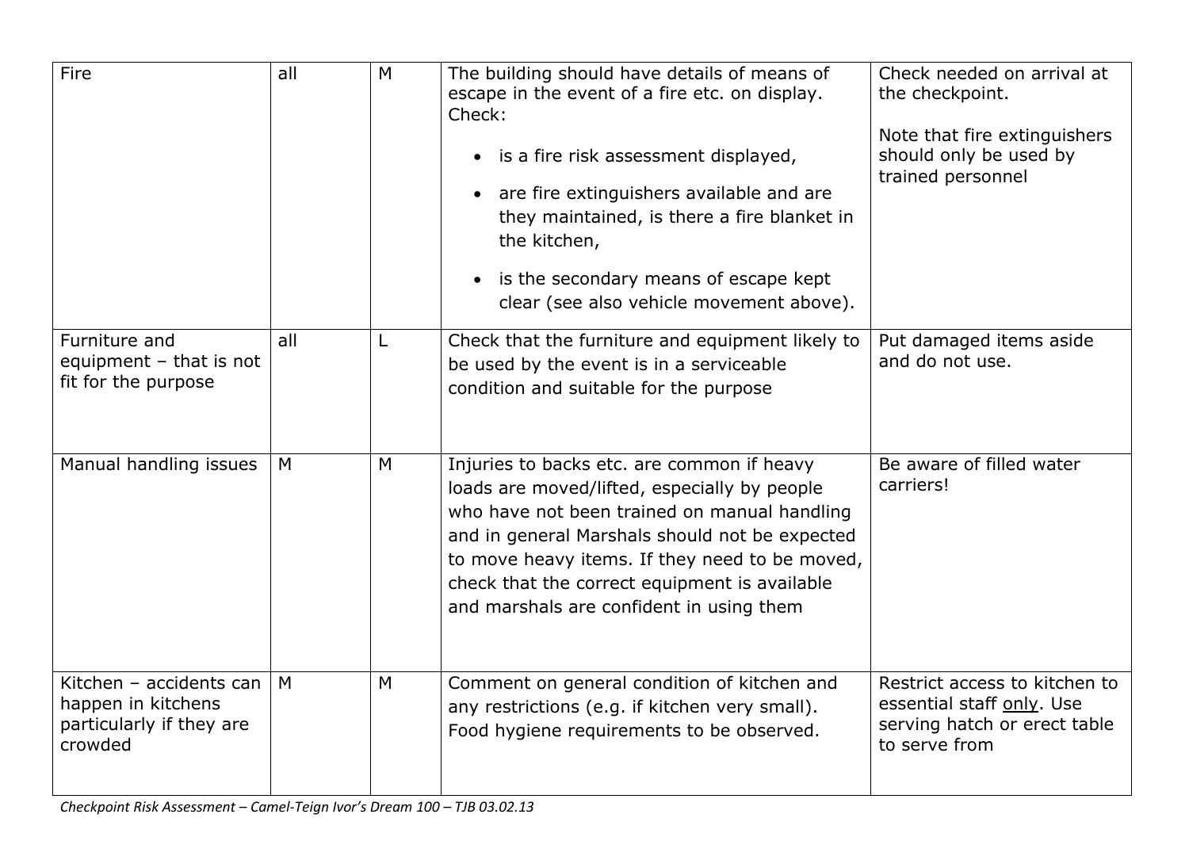| Fire | all | M | The building should have details of means of escape in the event of a fire etc. on display. Check:<br>• is a fire risk assessment displayed,<br>• are fire extinguishers available and are they maintained, is there a fire blanket in the kitchen,<br>• is the secondary means of escape kept clear (see also vehicle movement above). | Check needed on arrival at the checkpoint.<br><br>Note that fire extinguishers should only be used by trained personnel |
|---|---|---|---|---|
| Furniture and equipment – that is not fit for the purpose | all | L | Check that the furniture and equipment likely to be used by the event is in a serviceable condition and suitable for the purpose | Put damaged items aside and do not use. |
| Manual handling issues | M | M | Injuries to backs etc. are common if heavy loads are moved/lifted, especially by people who have not been trained on manual handling and in general Marshals should not be expected to move heavy items. If they need to be moved, check that the correct equipment is available and marshals are confident in using them | Be aware of filled water carriers! |
| Kitchen – accidents can happen in kitchens particularly if they are crowded | M | M | Comment on general condition of kitchen and any restrictions (e.g. if kitchen very small). Food hygiene requirements to be observed. | Restrict access to kitchen to essential staff <u>only</u>. Use serving hatch or erect table to serve from |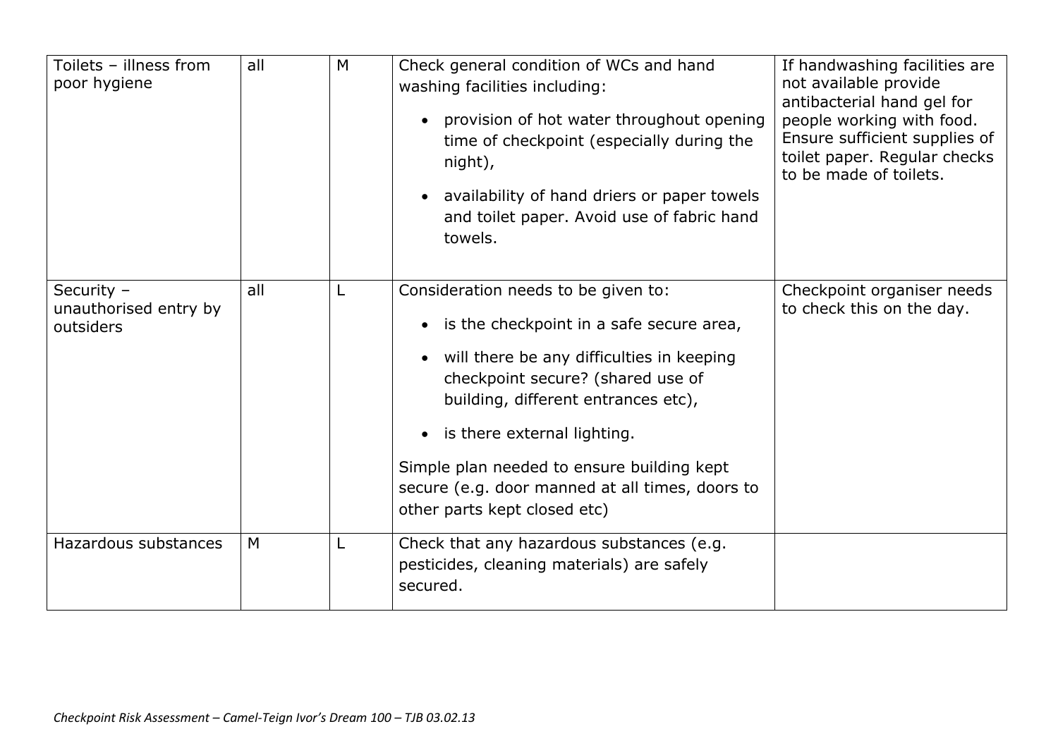| Toilets – illness from poor hygiene | all | M | Check general condition of WCs and hand washing facilities including:<br>• provision of hot water throughout opening time of checkpoint (especially during the night),<br>• availability of hand driers or paper towels and toilet paper. Avoid use of fabric hand towels. | If handwashing facilities are not available provide antibacterial hand gel for people working with food. Ensure sufficient supplies of toilet paper. Regular checks to be made of toilets. |
|---|---|---|---|---|
| Security – unauthorised entry by outsiders | all | L | Consideration needs to be given to:<br>• is the checkpoint in a safe secure area,<br>• will there be any difficulties in keeping checkpoint secure? (shared use of building, different entrances etc),<br>• is there external lighting.<br>Simple plan needed to ensure building kept secure (e.g. door manned at all times, doors to other parts kept closed etc) | Checkpoint organiser needs to check this on the day. |
| Hazardous substances | M | L | Check that any hazardous substances (e.g. pesticides, cleaning materials) are safely secured. | |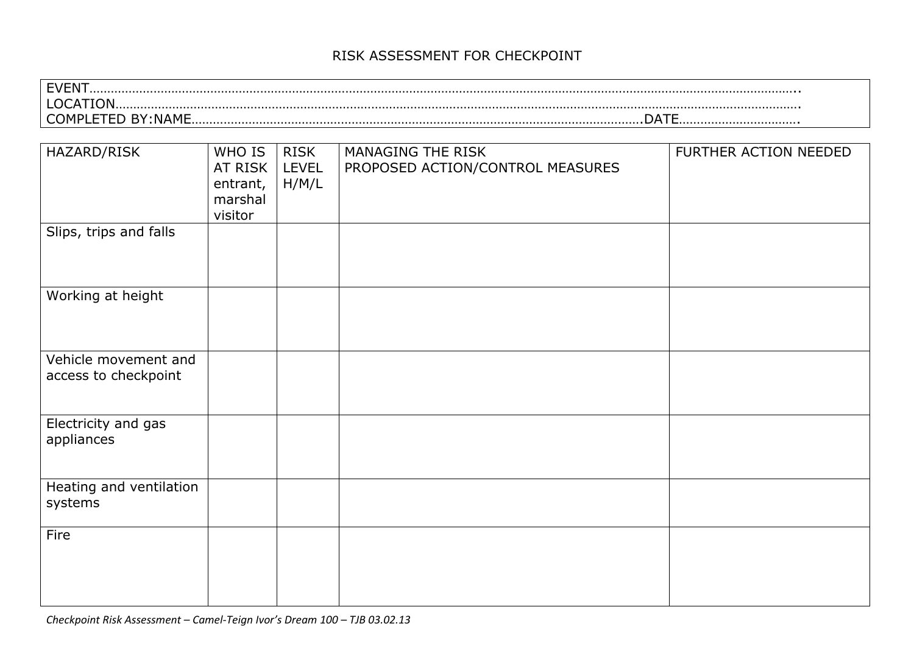# RISK ASSESSMENT FOR CHECKPOINT

EVENT………………………………………………………………………………………………………………………………………………………………………..
LOCATION……………………………………………………………………………………………………………………………………………………………….
COMPLETED BY:NAME……………………………………………………………………………………………………………DATE…………………………….

| HAZARD/RISK | WHO IS AT RISK entrant, marshal visitor | RISK LEVEL H/M/L | MANAGING THE RISK PROPOSED ACTION/CONTROL MEASURES | FURTHER ACTION NEEDED |
|---|---|---|---|---|
| Slips, trips and falls | | | | |
| Working at height | | | | |
| Vehicle movement and access to checkpoint | | | | |
| Electricity and gas appliances | | | | |
| Heating and ventilation systems | | | | |
| Fire | | | | |

*Checkpoint Risk Assessment – Camel-Teign Ivor's Dream 100 – TJB 03.02.13*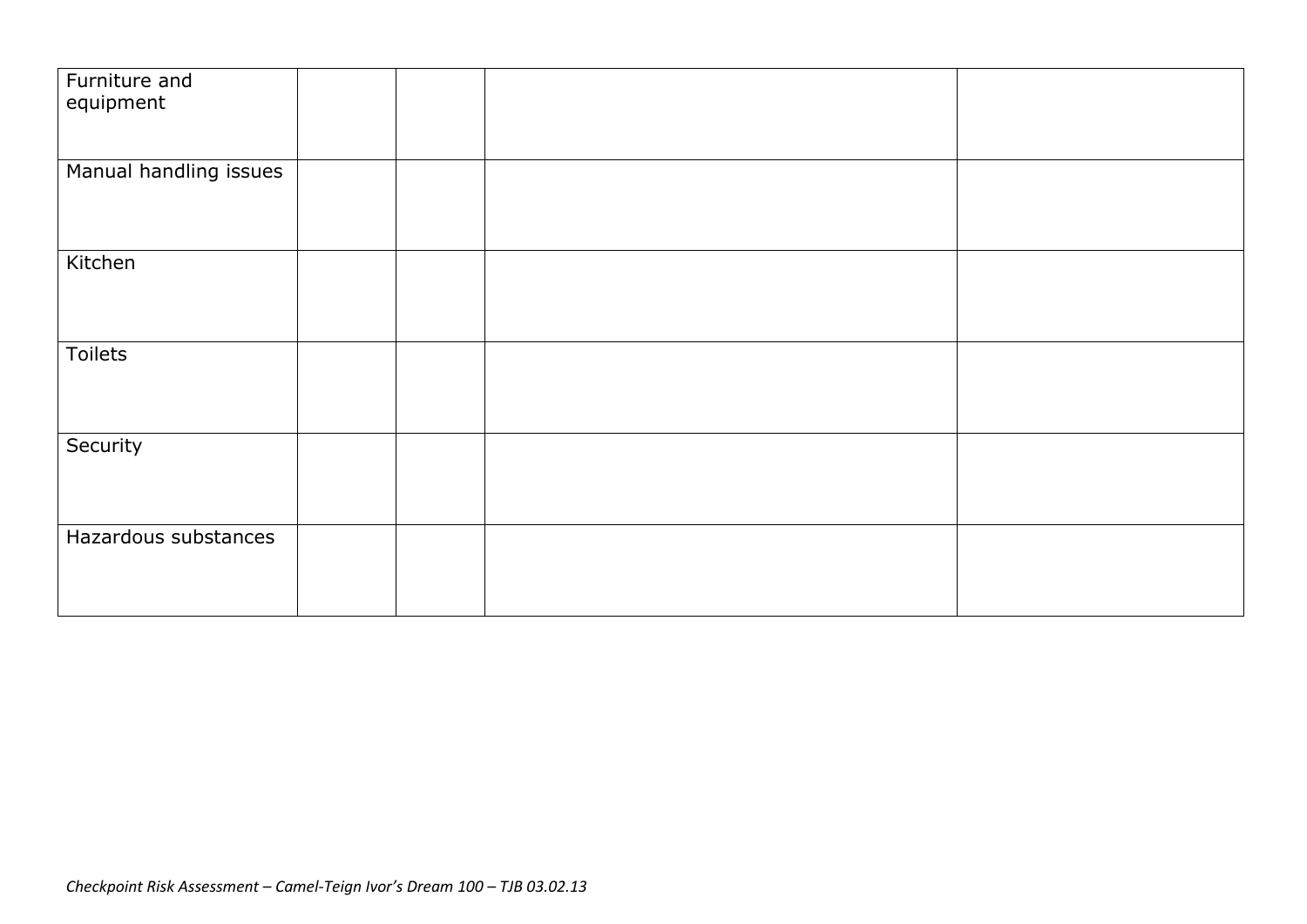| | | | | |
|---|---|---|---|---|
| Furniture and equipment | | | | |
| Manual handling issues | | | | |
| Kitchen | | | | |
| Toilets | | | | |
| Security | | | | |
| Hazardous substances | | | | |